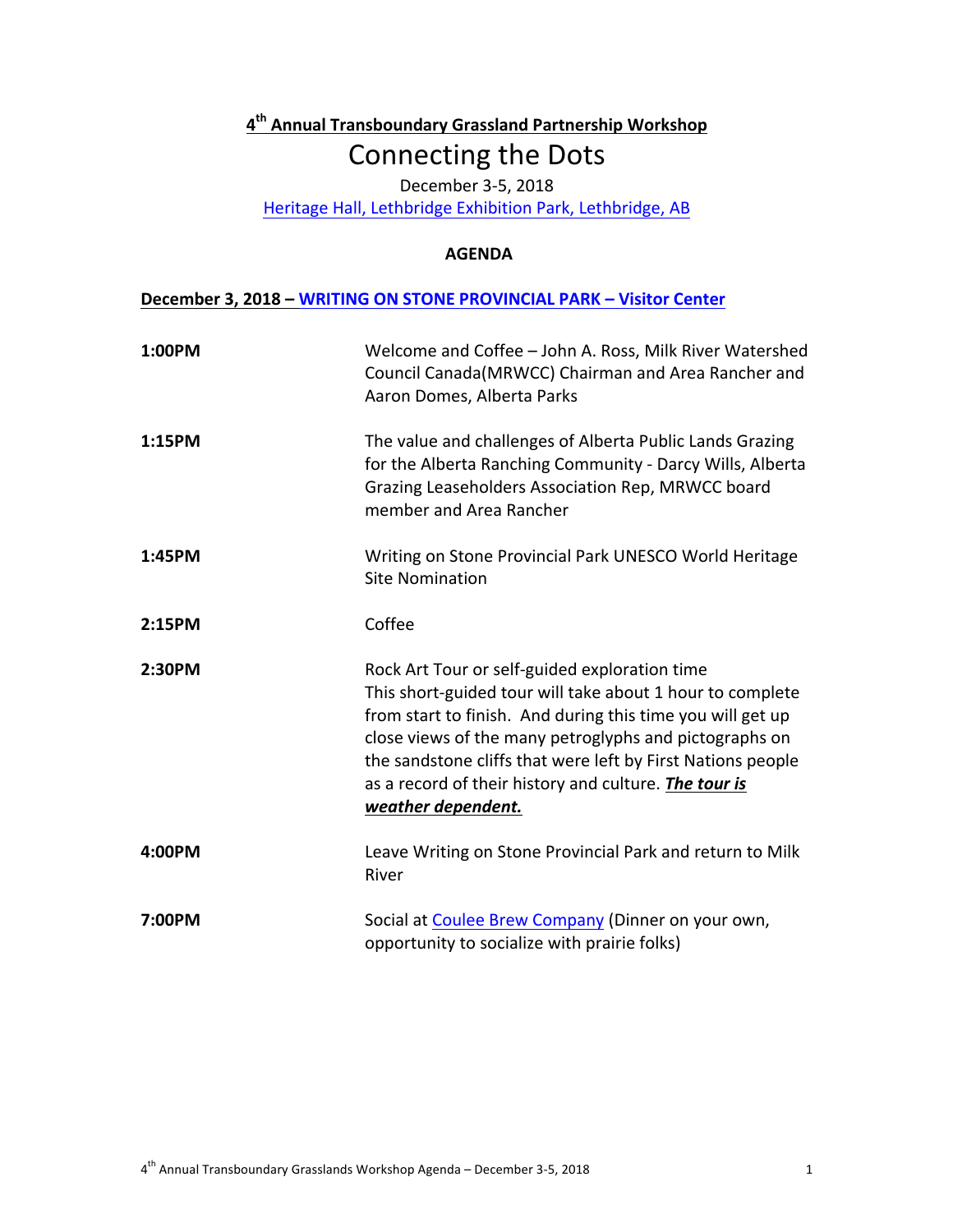**4th Annual Transboundary Grassland Partnership Workshop**

# Connecting the Dots

December 3-5, 2018

Heritage Hall, Lethbridge Exhibition Park, Lethbridge, AB

**AGENDA**

**December 3, 2018 – WRITING ON STONE PROVINCIAL PARK – Visitor Center**

| | |
|---|---|
| **1:00PM** | Welcome and Coffee – John A. Ross, Milk River Watershed Council Canada(MRWCC) Chairman and Area Rancher and Aaron Domes, Alberta Parks |
| **1:15PM** | The value and challenges of Alberta Public Lands Grazing for the Alberta Ranching Community - Darcy Wills, Alberta Grazing Leaseholders Association Rep, MRWCC board member and Area Rancher |
| **1:45PM** | Writing on Stone Provincial Park UNESCO World Heritage Site Nomination |
| **2:15PM** | Coffee |
| **2:30PM** | Rock Art Tour or self-guided exploration time<br>This short-guided tour will take about 1 hour to complete from start to finish. And during this time you will get up close views of the many petroglyphs and pictographs on the sandstone cliffs that were left by First Nations people as a record of their history and culture. ***The tour is weather dependent.*** |
| **4:00PM** | Leave Writing on Stone Provincial Park and return to Milk River |
| **7:00PM** | Social at Coulee Brew Company (Dinner on your own, opportunity to socialize with prairie folks) |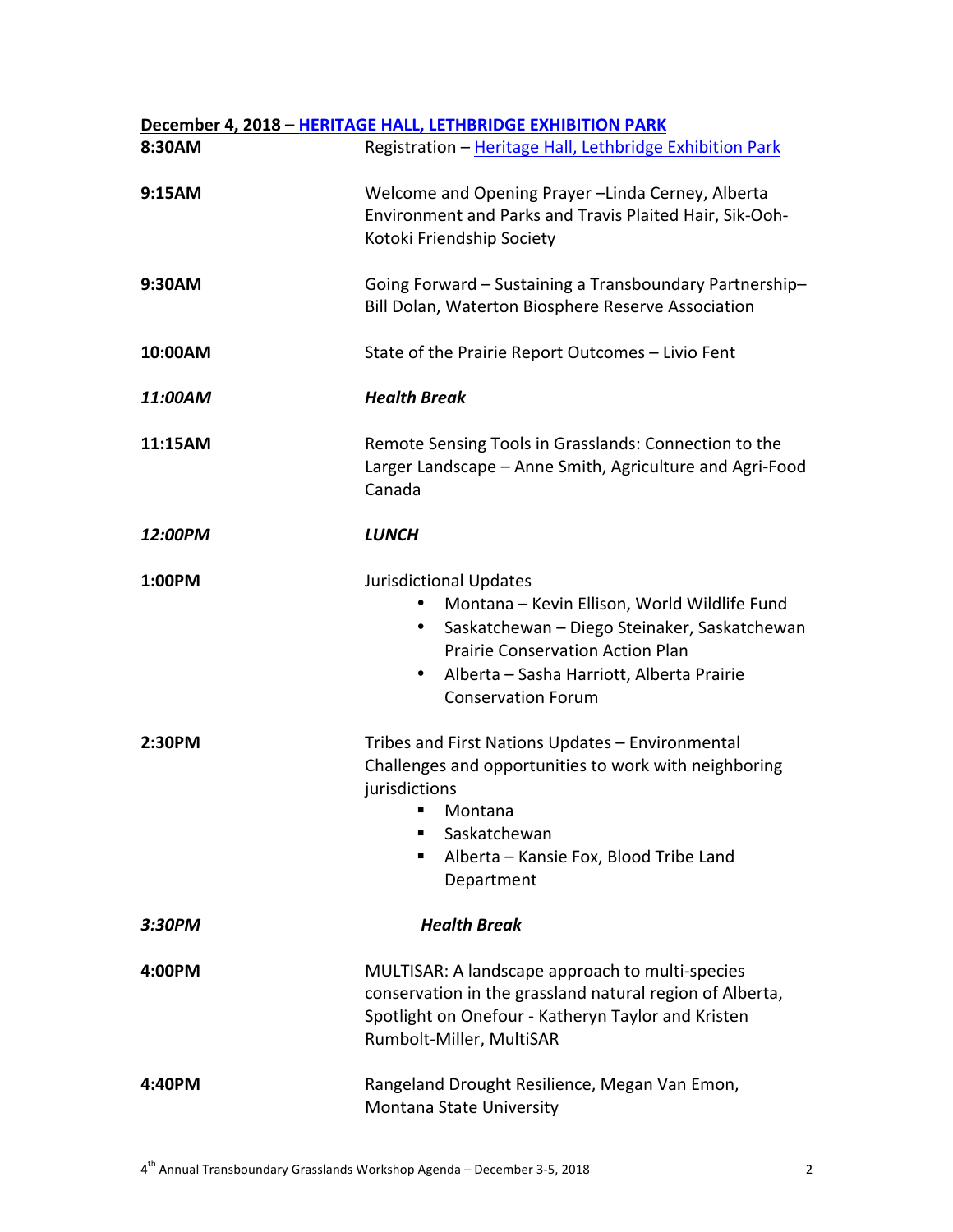**December 4, 2018 – HERITAGE HALL, LETHBRIDGE EXHIBITION PARK**

| | |
|---|---|
| **8:30AM** | Registration – Heritage Hall, Lethbridge Exhibition Park |
| **9:15AM** | Welcome and Opening Prayer –Linda Cerney, Alberta Environment and Parks and Travis Plaited Hair, Sik-Ooh-Kotoki Friendship Society |
| **9:30AM** | Going Forward – Sustaining a Transboundary Partnership– Bill Dolan, Waterton Biosphere Reserve Association |
| **10:00AM** | State of the Prairie Report Outcomes – Livio Fent |
| ***11:00AM*** | ***Health Break*** |
| **11:15AM** | Remote Sensing Tools in Grasslands: Connection to the Larger Landscape – Anne Smith, Agriculture and Agri-Food Canada |
| ***12:00PM*** | ***LUNCH*** |
| **1:00PM** | Jurisdictional Updates<br>• Montana – Kevin Ellison, World Wildlife Fund<br>• Saskatchewan – Diego Steinaker, Saskatchewan Prairie Conservation Action Plan<br>• Alberta – Sasha Harriott, Alberta Prairie Conservation Forum |
| **2:30PM** | Tribes and First Nations Updates – Environmental Challenges and opportunities to work with neighboring jurisdictions<br>▪ Montana<br>▪ Saskatchewan<br>▪ Alberta – Kansie Fox, Blood Tribe Land Department |
| ***3:30PM*** | ***Health Break*** |
| **4:00PM** | MULTISAR: A landscape approach to multi-species conservation in the grassland natural region of Alberta, Spotlight on Onefour - Katheryn Taylor and Kristen Rumbolt-Miller, MultiSAR |
| **4:40PM** | Rangeland Drought Resilience, Megan Van Emon, Montana State University |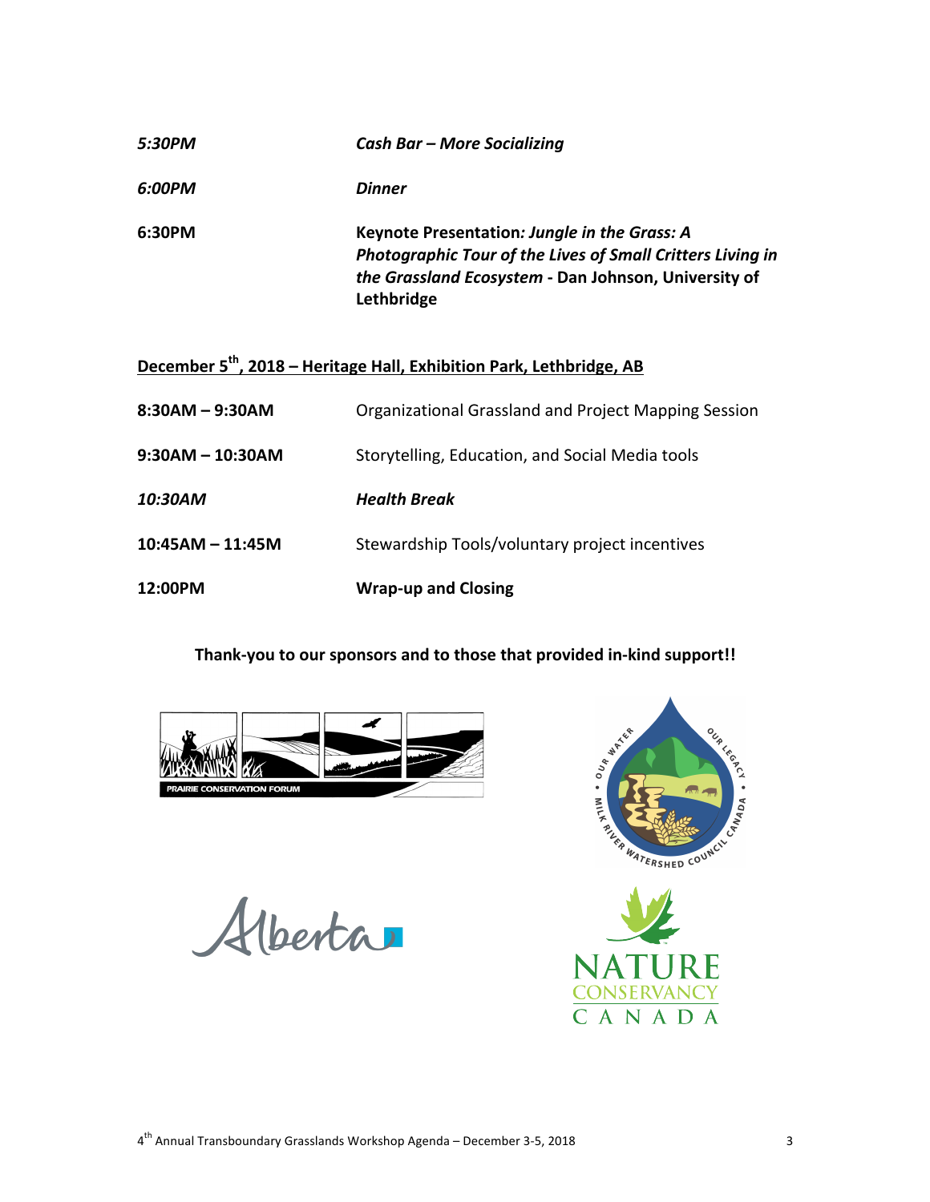| | |
|---|---|
| *5:30PM* | ***Cash Bar – More Socializing*** |
| *6:00PM* | ***Dinner*** |
| **6:30PM** | **Keynote Presentation*: Jungle in the Grass: A Photographic Tour of the Lives of Small Critters Living in the Grassland Ecosystem* - Dan Johnson, University of Lethbridge** |

**December 5th, 2018 – Heritage Hall, Exhibition Park, Lethbridge, AB**

| | |
|---|---|
| **8:30AM – 9:30AM** | Organizational Grassland and Project Mapping Session |
| **9:30AM – 10:30AM** | Storytelling, Education, and Social Media tools |
| ***10:30AM*** | ***Health Break*** |
| **10:45AM – 11:45M** | Stewardship Tools/voluntary project incentives |
| **12:00PM** | **Wrap-up and Closing** |

**Thank-you to our sponsors and to those that provided in-kind support!!**

PRAIRIE CONSERVATION FORUM

OUR WATER • OUR LEGACY • MILK RIVER WATERSHED COUNCIL CANADA

Alberta

NATURE CONSERVANCY CANADA